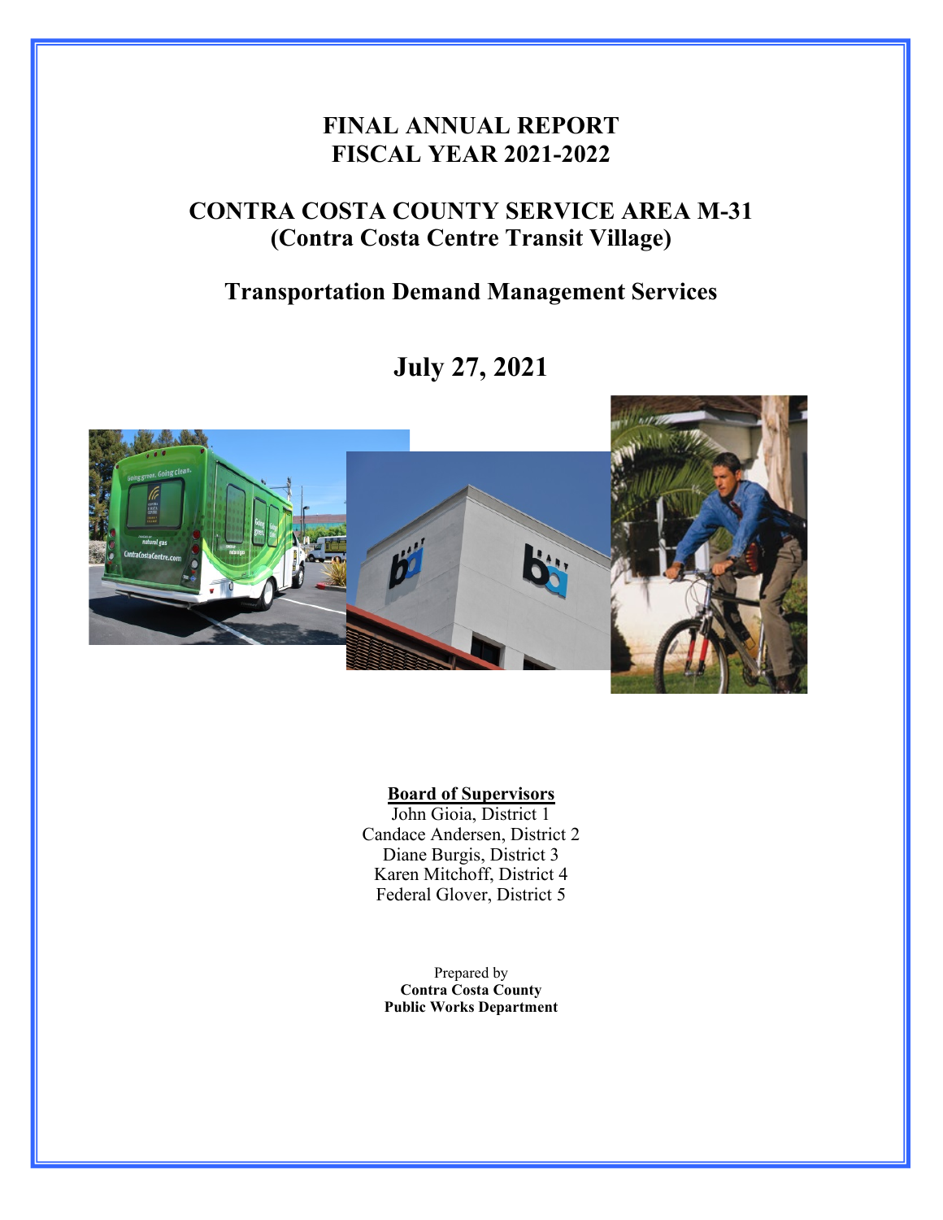# FINAL ANNUAL REPORT
# FISCAL YEAR 2021-2022

## CONTRA COSTA COUNTY SERVICE AREA M-31
## (Contra Costa Centre Transit Village)

## Transportation Demand Management Services

## July 27, 2021

**Board of Supervisors**

John Gioia, District 1
Candace Andersen, District 2
Diane Burgis, District 3
Karen Mitchoff, District 4
Federal Glover, District 5

Prepared by
**Contra Costa County**
**Public Works Department**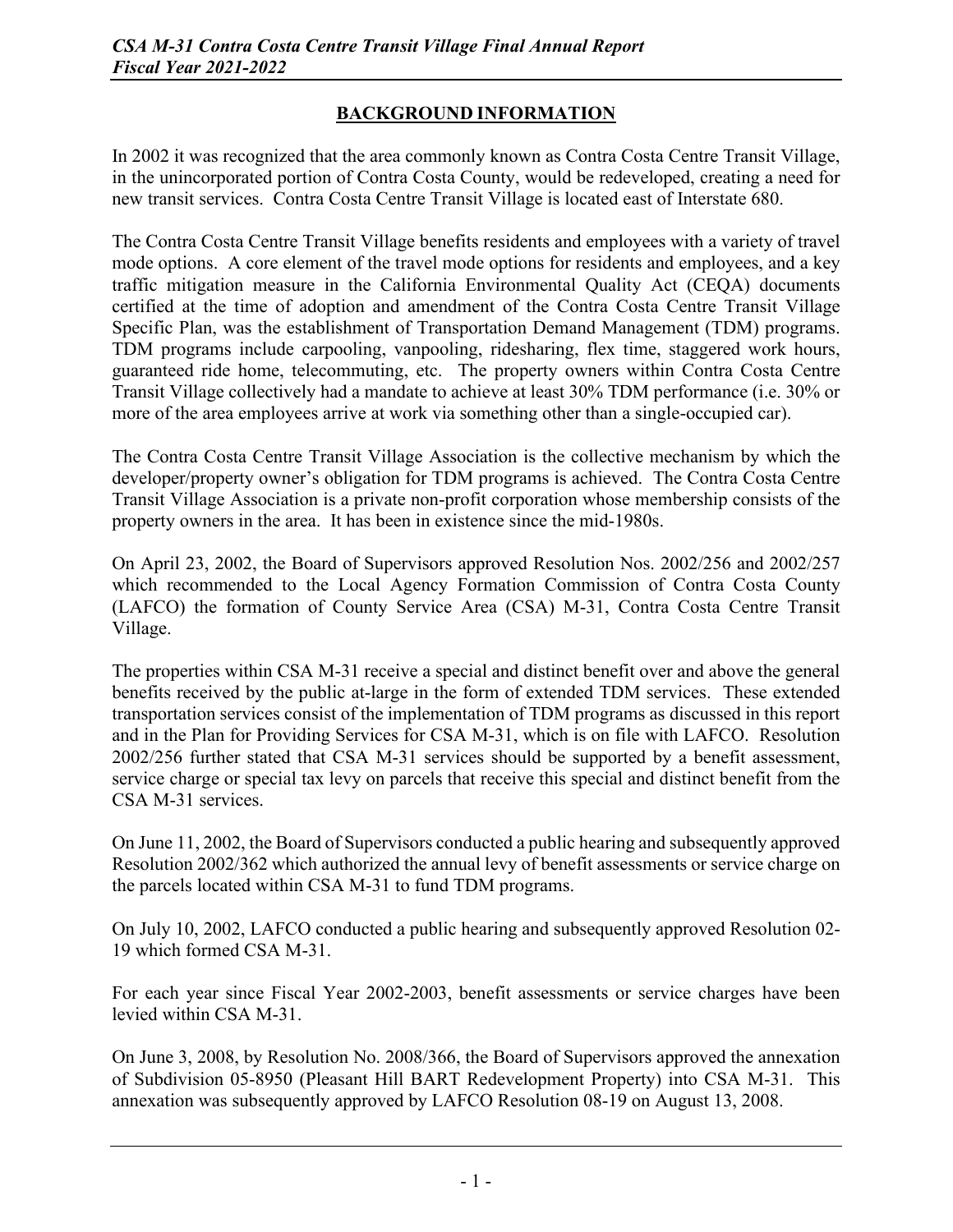## BACKGROUND INFORMATION

In 2002 it was recognized that the area commonly known as Contra Costa Centre Transit Village, in the unincorporated portion of Contra Costa County, would be redeveloped, creating a need for new transit services. Contra Costa Centre Transit Village is located east of Interstate 680.

The Contra Costa Centre Transit Village benefits residents and employees with a variety of travel mode options. A core element of the travel mode options for residents and employees, and a key traffic mitigation measure in the California Environmental Quality Act (CEQA) documents certified at the time of adoption and amendment of the Contra Costa Centre Transit Village Specific Plan, was the establishment of Transportation Demand Management (TDM) programs. TDM programs include carpooling, vanpooling, ridesharing, flex time, staggered work hours, guaranteed ride home, telecommuting, etc. The property owners within Contra Costa Centre Transit Village collectively had a mandate to achieve at least 30% TDM performance (i.e. 30% or more of the area employees arrive at work via something other than a single-occupied car).

The Contra Costa Centre Transit Village Association is the collective mechanism by which the developer/property owner's obligation for TDM programs is achieved. The Contra Costa Centre Transit Village Association is a private non-profit corporation whose membership consists of the property owners in the area. It has been in existence since the mid-1980s.

On April 23, 2002, the Board of Supervisors approved Resolution Nos. 2002/256 and 2002/257 which recommended to the Local Agency Formation Commission of Contra Costa County (LAFCO) the formation of County Service Area (CSA) M-31, Contra Costa Centre Transit Village.

The properties within CSA M-31 receive a special and distinct benefit over and above the general benefits received by the public at-large in the form of extended TDM services. These extended transportation services consist of the implementation of TDM programs as discussed in this report and in the Plan for Providing Services for CSA M-31, which is on file with LAFCO. Resolution 2002/256 further stated that CSA M-31 services should be supported by a benefit assessment, service charge or special tax levy on parcels that receive this special and distinct benefit from the CSA M-31 services.

On June 11, 2002, the Board of Supervisors conducted a public hearing and subsequently approved Resolution 2002/362 which authorized the annual levy of benefit assessments or service charge on the parcels located within CSA M-31 to fund TDM programs.

On July 10, 2002, LAFCO conducted a public hearing and subsequently approved Resolution 02-19 which formed CSA M-31.

For each year since Fiscal Year 2002-2003, benefit assessments or service charges have been levied within CSA M-31.

On June 3, 2008, by Resolution No. 2008/366, the Board of Supervisors approved the annexation of Subdivision 05-8950 (Pleasant Hill BART Redevelopment Property) into CSA M-31. This annexation was subsequently approved by LAFCO Resolution 08-19 on August 13, 2008.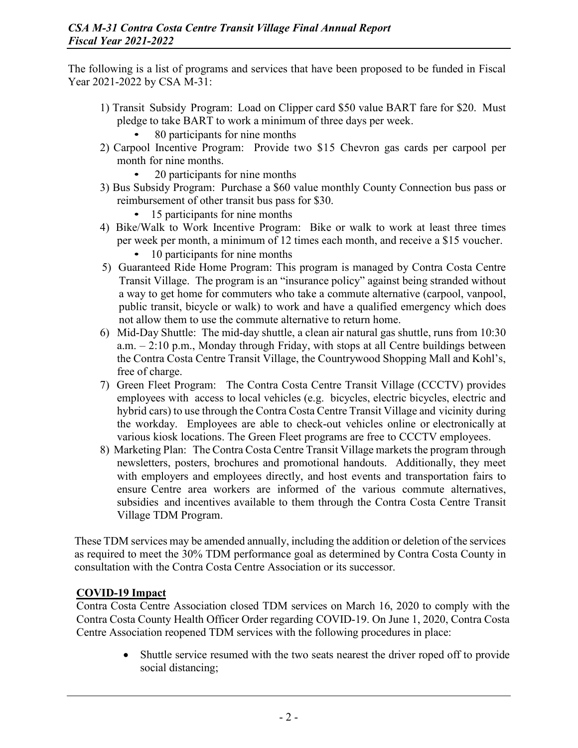The following is a list of programs and services that have been proposed to be funded in Fiscal Year 2021-2022 by CSA M-31:

1) Transit Subsidy Program: Load on Clipper card $50 value BART fare for $20. Must pledge to take BART to work a minimum of three days per week.
   - 80 participants for nine months
2) Carpool Incentive Program: Provide two $15 Chevron gas cards per carpool per month for nine months.
   - 20 participants for nine months
3) Bus Subsidy Program: Purchase a $60 value monthly County Connection bus pass or reimbursement of other transit bus pass for $30.
   - 15 participants for nine months
4) Bike/Walk to Work Incentive Program: Bike or walk to work at least three times per week per month, a minimum of 12 times each month, and receive a $15 voucher.
   - 10 participants for nine months
5) Guaranteed Ride Home Program: This program is managed by Contra Costa Centre Transit Village. The program is an "insurance policy" against being stranded without a way to get home for commuters who take a commute alternative (carpool, vanpool, public transit, bicycle or walk) to work and have a qualified emergency which does not allow them to use the commute alternative to return home.
6) Mid-Day Shuttle: The mid-day shuttle, a clean air natural gas shuttle, runs from 10:30 a.m. – 2:10 p.m., Monday through Friday, with stops at all Centre buildings between the Contra Costa Centre Transit Village, the Countrywood Shopping Mall and Kohl's, free of charge.
7) Green Fleet Program: The Contra Costa Centre Transit Village (CCCTV) provides employees with access to local vehicles (e.g. bicycles, electric bicycles, electric and hybrid cars) to use through the Contra Costa Centre Transit Village and vicinity during the workday. Employees are able to check-out vehicles online or electronically at various kiosk locations. The Green Fleet programs are free to CCCTV employees.
8) Marketing Plan: The Contra Costa Centre Transit Village markets the program through newsletters, posters, brochures and promotional handouts. Additionally, they meet with employers and employees directly, and host events and transportation fairs to ensure Centre area workers are informed of the various commute alternatives, subsidies and incentives available to them through the Contra Costa Centre Transit Village TDM Program.

These TDM services may be amended annually, including the addition or deletion of the services as required to meet the 30% TDM performance goal as determined by Contra Costa County in consultation with the Contra Costa Centre Association or its successor.

## COVID-19 Impact

Contra Costa Centre Association closed TDM services on March 16, 2020 to comply with the Contra Costa County Health Officer Order regarding COVID-19. On June 1, 2020, Contra Costa Centre Association reopened TDM services with the following procedures in place:

- Shuttle service resumed with the two seats nearest the driver roped off to provide social distancing;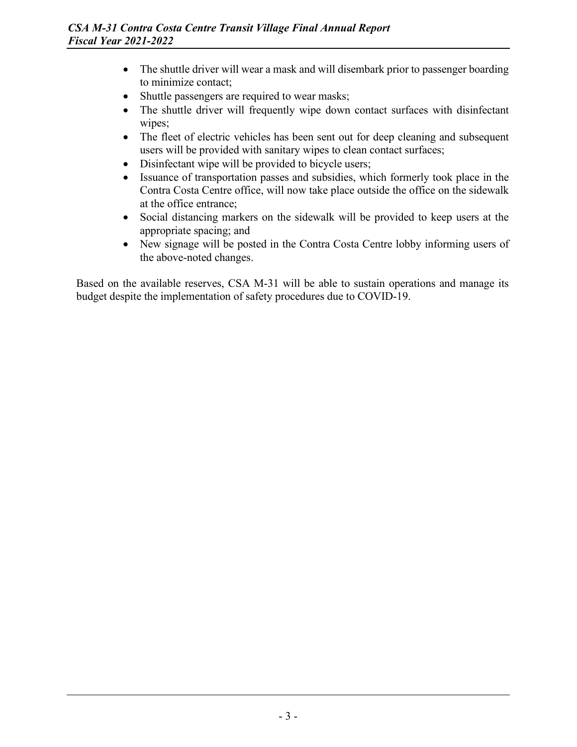- The shuttle driver will wear a mask and will disembark prior to passenger boarding to minimize contact;
- Shuttle passengers are required to wear masks;
- The shuttle driver will frequently wipe down contact surfaces with disinfectant wipes;
- The fleet of electric vehicles has been sent out for deep cleaning and subsequent users will be provided with sanitary wipes to clean contact surfaces;
- Disinfectant wipe will be provided to bicycle users;
- Issuance of transportation passes and subsidies, which formerly took place in the Contra Costa Centre office, will now take place outside the office on the sidewalk at the office entrance;
- Social distancing markers on the sidewalk will be provided to keep users at the appropriate spacing; and
- New signage will be posted in the Contra Costa Centre lobby informing users of the above-noted changes.

Based on the available reserves, CSA M-31 will be able to sustain operations and manage its budget despite the implementation of safety procedures due to COVID-19.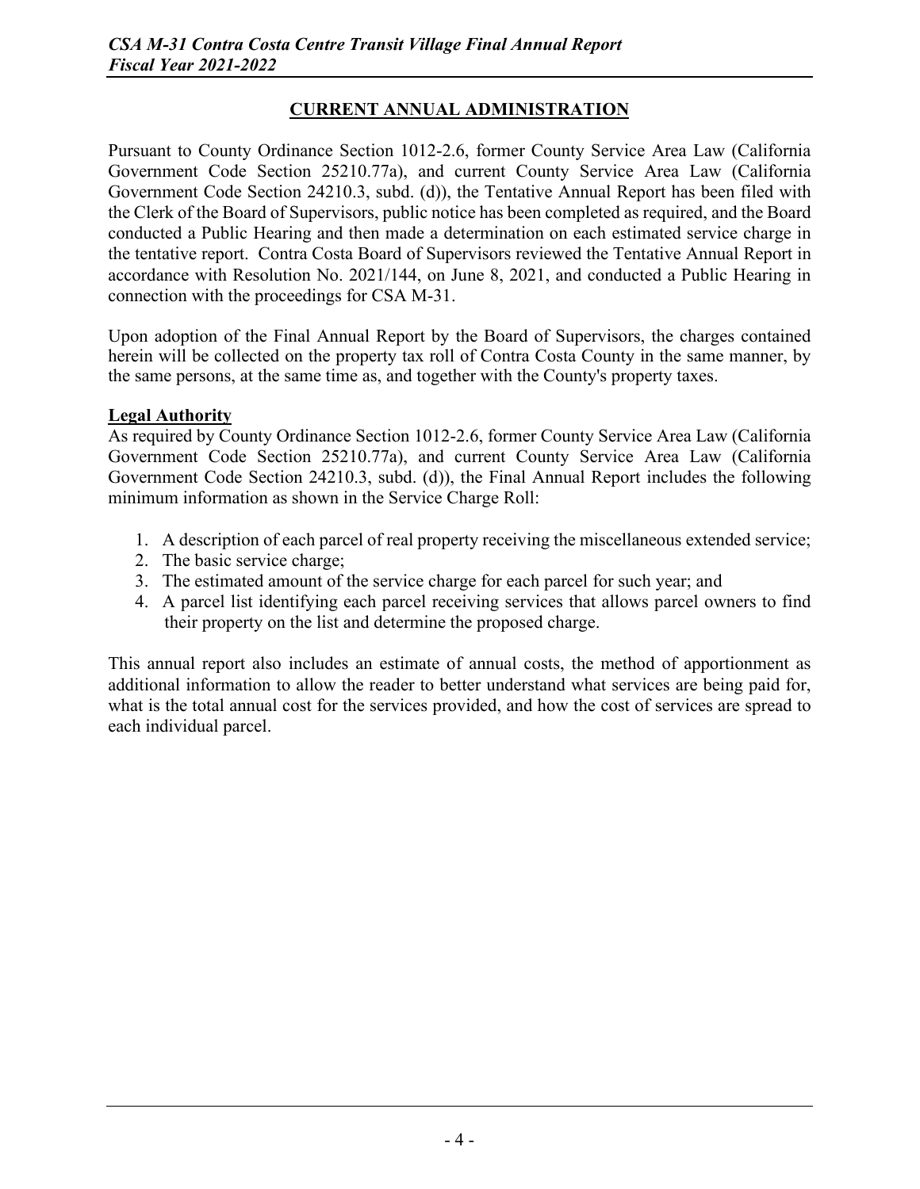## CURRENT ANNUAL ADMINISTRATION

Pursuant to County Ordinance Section 1012-2.6, former County Service Area Law (California Government Code Section 25210.77a), and current County Service Area Law (California Government Code Section 24210.3, subd. (d)), the Tentative Annual Report has been filed with the Clerk of the Board of Supervisors, public notice has been completed as required, and the Board conducted a Public Hearing and then made a determination on each estimated service charge in the tentative report. Contra Costa Board of Supervisors reviewed the Tentative Annual Report in accordance with Resolution No. 2021/144, on June 8, 2021, and conducted a Public Hearing in connection with the proceedings for CSA M-31.

Upon adoption of the Final Annual Report by the Board of Supervisors, the charges contained herein will be collected on the property tax roll of Contra Costa County in the same manner, by the same persons, at the same time as, and together with the County's property taxes.

### Legal Authority

As required by County Ordinance Section 1012-2.6, former County Service Area Law (California Government Code Section 25210.77a), and current County Service Area Law (California Government Code Section 24210.3, subd. (d)), the Final Annual Report includes the following minimum information as shown in the Service Charge Roll:

1. A description of each parcel of real property receiving the miscellaneous extended service;
2. The basic service charge;
3. The estimated amount of the service charge for each parcel for such year; and
4. A parcel list identifying each parcel receiving services that allows parcel owners to find their property on the list and determine the proposed charge.

This annual report also includes an estimate of annual costs, the method of apportionment as additional information to allow the reader to better understand what services are being paid for, what is the total annual cost for the services provided, and how the cost of services are spread to each individual parcel.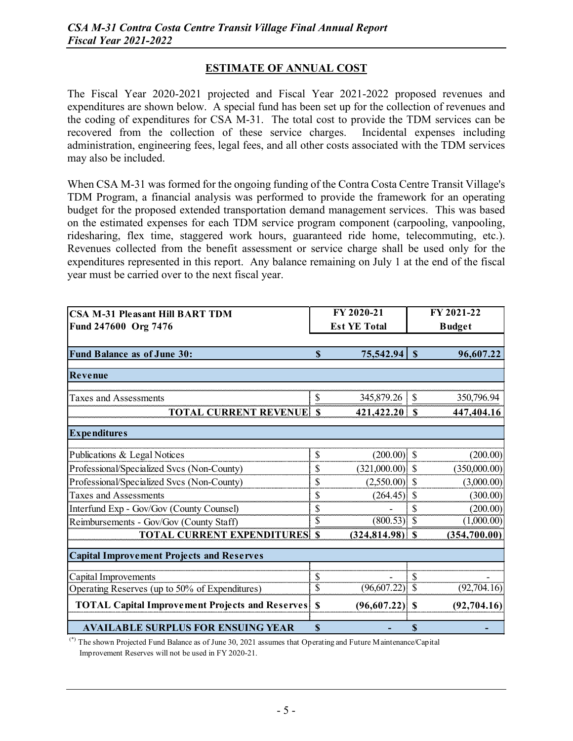## ESTIMATE OF ANNUAL COST

The Fiscal Year 2020-2021 projected and Fiscal Year 2021-2022 proposed revenues and expenditures are shown below. A special fund has been set up for the collection of revenues and the coding of expenditures for CSA M-31. The total cost to provide the TDM services can be recovered from the collection of these service charges. Incidental expenses including administration, engineering fees, legal fees, and all other costs associated with the TDM services may also be included.

When CSA M-31 was formed for the ongoing funding of the Contra Costa Centre Transit Village's TDM Program, a financial analysis was performed to provide the framework for an operating budget for the proposed extended transportation demand management services. This was based on the estimated expenses for each TDM service program component (carpooling, vanpooling, ridesharing, flex time, staggered work hours, guaranteed ride home, telecommuting, etc.). Revenues collected from the benefit assessment or service charge shall be used only for the expenditures represented in this report. Any balance remaining on July 1 at the end of the fiscal year must be carried over to the next fiscal year.

| CSA M-31 Pleasant Hill BART TDM<br>Fund 247600 Org 7476 | FY 2020-21<br>Est YE Total | FY 2021-22<br>Budget |
|---|---|---|
| **Fund Balance as of June 30:** | **$ 75,542.94** | **$ 96,607.22** |
| **Revenue** | | |
| Taxes and Assessments | $ 345,879.26 | $ 350,796.94 |
| **TOTAL CURRENT REVENUE** | **$ 421,422.20** | **$ 447,404.16** |
| **Expenditures** | | |
| Publications & Legal Notices | $ (200.00) | $ (200.00) |
| Professional/Specialized Svcs (Non-County) | $ (321,000.00) | $ (350,000.00) |
| Professional/Specialized Svcs (Non-County) | $ (2,550.00) | $ (3,000.00) |
| Taxes and Assessments | $ (264.45) | $ (300.00) |
| Interfund Exp - Gov/Gov (County Counsel) | $ - | $ (200.00) |
| Reimbursements - Gov/Gov (County Staff) | $ (800.53) | $ (1,000.00) |
| **TOTAL CURRENT EXPENDITURES** | **$ (324,814.98)** | **$ (354,700.00)** |
| **Capital Improvement Projects and Reserves** | | |
| Capital Improvements | $ - | $ - |
| Operating Reserves (up to 50% of Expenditures) | $ (96,607.22) | $ (92,704.16) |
| **TOTAL Capital Improvement Projects and Reserves** | **$ (96,607.22)** | **$ (92,704.16)** |
| **AVAILABLE SURPLUS FOR ENSUING YEAR** | **$ -** | **$ -** |

(*) The shown Projected Fund Balance as of June 30, 2021 assumes that Operating and Future Maintenance/Capital Improvement Reserves will not be used in FY 2020-21.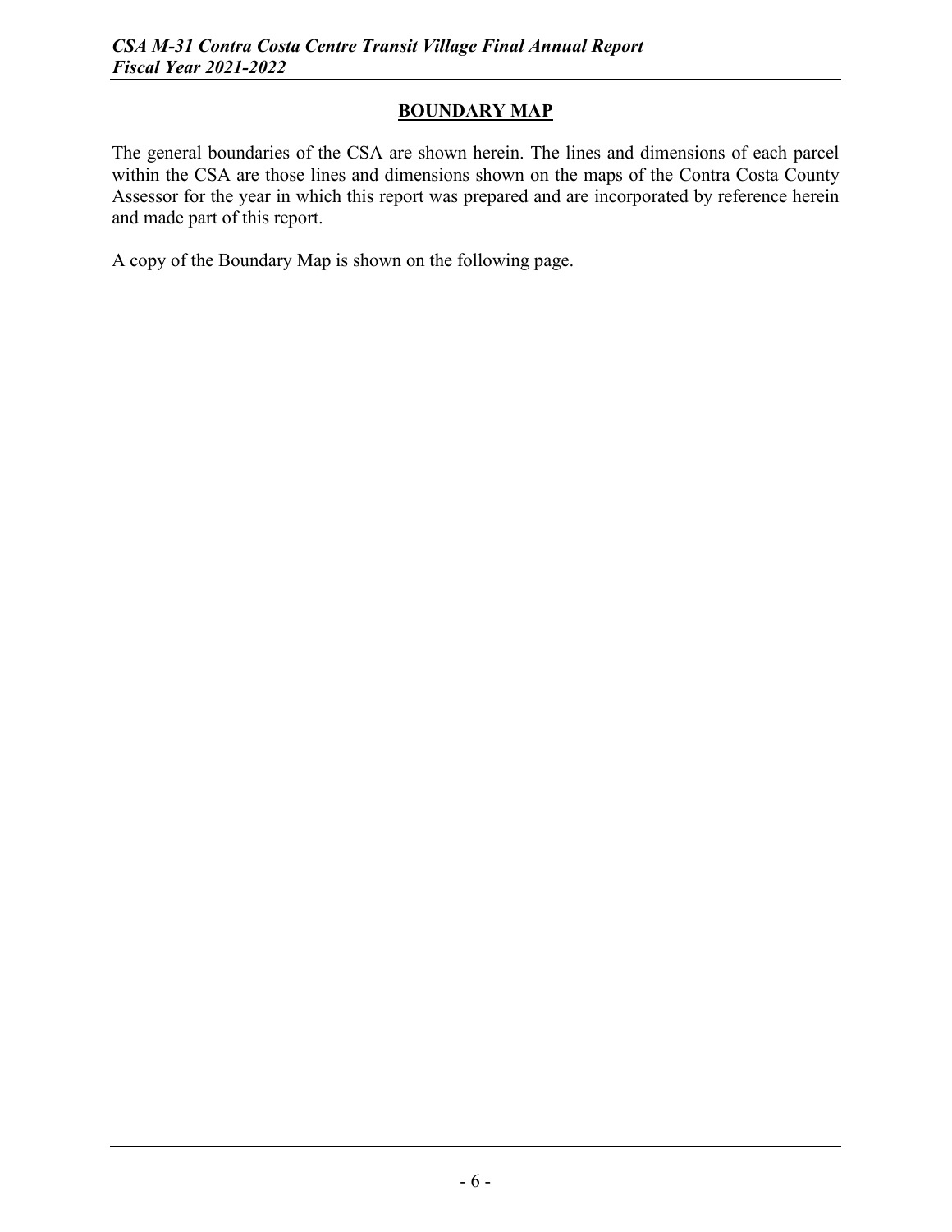## BOUNDARY MAP

The general boundaries of the CSA are shown herein. The lines and dimensions of each parcel within the CSA are those lines and dimensions shown on the maps of the Contra Costa County Assessor for the year in which this report was prepared and are incorporated by reference herein and made part of this report.

A copy of the Boundary Map is shown on the following page.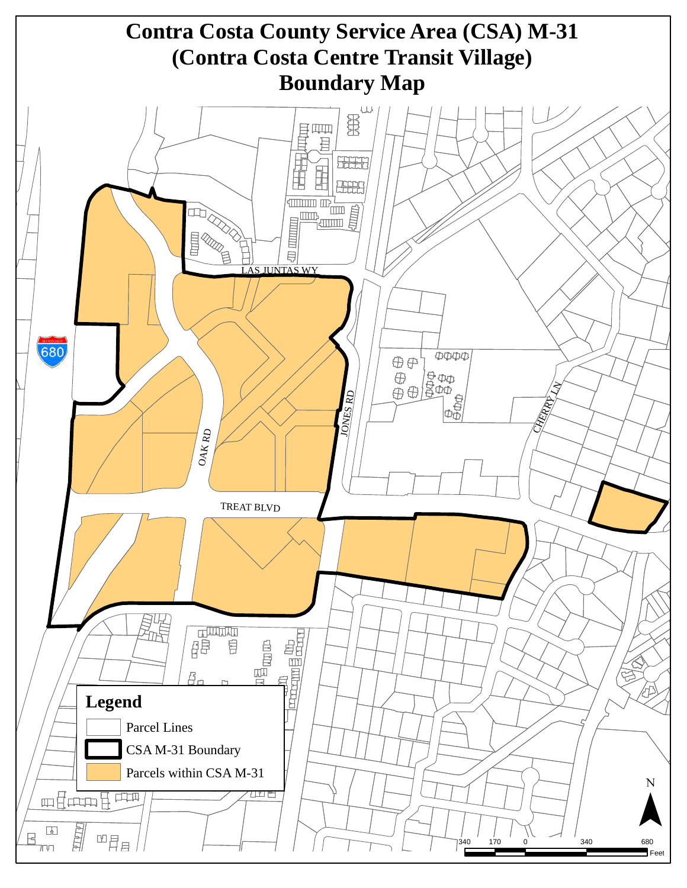# Contra Costa County Service Area (CSA) M-31
# (Contra Costa Centre Transit Village)
# Boundary Map

LAS JUNTAS WY

JONES RD

OAK RD

TREAT BLVD

CHERRY LN

680

**Legend**

Parcel Lines

CSA M-31 Boundary

Parcels within CSA M-31

N

340 170 0 340 680 Feet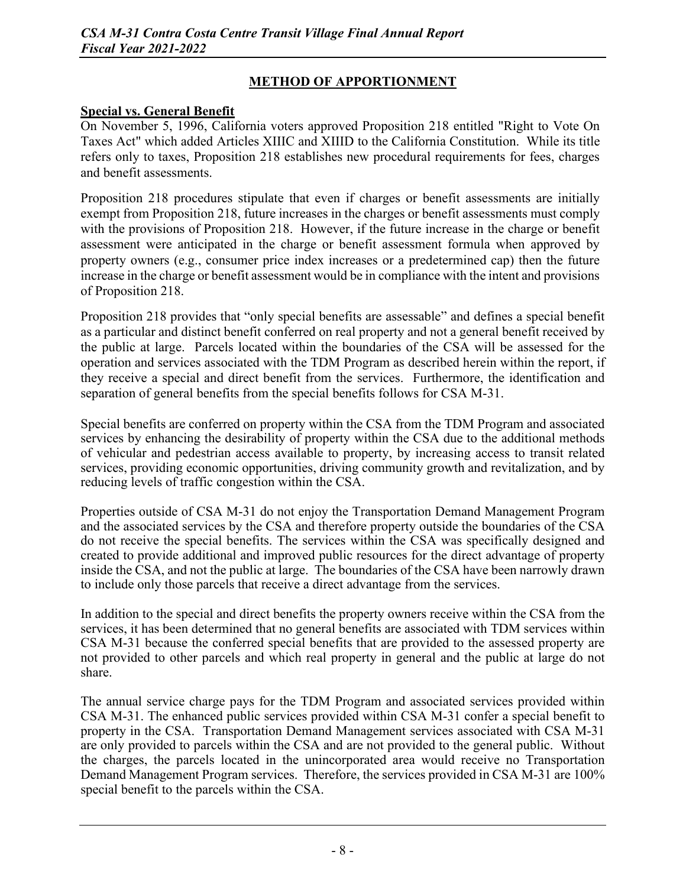## METHOD OF APPORTIONMENT

### Special vs. General Benefit

On November 5, 1996, California voters approved Proposition 218 entitled "Right to Vote On Taxes Act" which added Articles XIIIC and XIIID to the California Constitution. While its title refers only to taxes, Proposition 218 establishes new procedural requirements for fees, charges and benefit assessments.

Proposition 218 procedures stipulate that even if charges or benefit assessments are initially exempt from Proposition 218, future increases in the charges or benefit assessments must comply with the provisions of Proposition 218. However, if the future increase in the charge or benefit assessment were anticipated in the charge or benefit assessment formula when approved by property owners (e.g., consumer price index increases or a predetermined cap) then the future increase in the charge or benefit assessment would be in compliance with the intent and provisions of Proposition 218.

Proposition 218 provides that "only special benefits are assessable" and defines a special benefit as a particular and distinct benefit conferred on real property and not a general benefit received by the public at large. Parcels located within the boundaries of the CSA will be assessed for the operation and services associated with the TDM Program as described herein within the report, if they receive a special and direct benefit from the services. Furthermore, the identification and separation of general benefits from the special benefits follows for CSA M-31.

Special benefits are conferred on property within the CSA from the TDM Program and associated services by enhancing the desirability of property within the CSA due to the additional methods of vehicular and pedestrian access available to property, by increasing access to transit related services, providing economic opportunities, driving community growth and revitalization, and by reducing levels of traffic congestion within the CSA.

Properties outside of CSA M-31 do not enjoy the Transportation Demand Management Program and the associated services by the CSA and therefore property outside the boundaries of the CSA do not receive the special benefits. The services within the CSA was specifically designed and created to provide additional and improved public resources for the direct advantage of property inside the CSA, and not the public at large. The boundaries of the CSA have been narrowly drawn to include only those parcels that receive a direct advantage from the services.

In addition to the special and direct benefits the property owners receive within the CSA from the services, it has been determined that no general benefits are associated with TDM services within CSA M-31 because the conferred special benefits that are provided to the assessed property are not provided to other parcels and which real property in general and the public at large do not share.

The annual service charge pays for the TDM Program and associated services provided within CSA M-31. The enhanced public services provided within CSA M-31 confer a special benefit to property in the CSA. Transportation Demand Management services associated with CSA M-31 are only provided to parcels within the CSA and are not provided to the general public. Without the charges, the parcels located in the unincorporated area would receive no Transportation Demand Management Program services. Therefore, the services provided in CSA M-31 are 100% special benefit to the parcels within the CSA.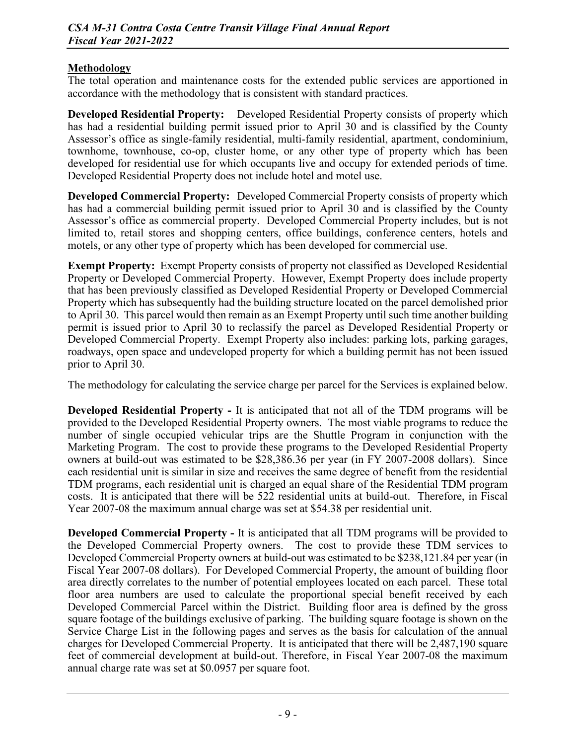## Methodology

The total operation and maintenance costs for the extended public services are apportioned in accordance with the methodology that is consistent with standard practices.

**Developed Residential Property:** Developed Residential Property consists of property which has had a residential building permit issued prior to April 30 and is classified by the County Assessor's office as single-family residential, multi-family residential, apartment, condominium, townhome, townhouse, co-op, cluster home, or any other type of property which has been developed for residential use for which occupants live and occupy for extended periods of time. Developed Residential Property does not include hotel and motel use.

**Developed Commercial Property:** Developed Commercial Property consists of property which has had a commercial building permit issued prior to April 30 and is classified by the County Assessor's office as commercial property. Developed Commercial Property includes, but is not limited to, retail stores and shopping centers, office buildings, conference centers, hotels and motels, or any other type of property which has been developed for commercial use.

**Exempt Property:** Exempt Property consists of property not classified as Developed Residential Property or Developed Commercial Property. However, Exempt Property does include property that has been previously classified as Developed Residential Property or Developed Commercial Property which has subsequently had the building structure located on the parcel demolished prior to April 30. This parcel would then remain as an Exempt Property until such time another building permit is issued prior to April 30 to reclassify the parcel as Developed Residential Property or Developed Commercial Property. Exempt Property also includes: parking lots, parking garages, roadways, open space and undeveloped property for which a building permit has not been issued prior to April 30.

The methodology for calculating the service charge per parcel for the Services is explained below.

**Developed Residential Property -** It is anticipated that not all of the TDM programs will be provided to the Developed Residential Property owners. The most viable programs to reduce the number of single occupied vehicular trips are the Shuttle Program in conjunction with the Marketing Program. The cost to provide these programs to the Developed Residential Property owners at build-out was estimated to be $28,386.36 per year (in FY 2007-2008 dollars). Since each residential unit is similar in size and receives the same degree of benefit from the residential TDM programs, each residential unit is charged an equal share of the Residential TDM program costs. It is anticipated that there will be 522 residential units at build-out. Therefore, in Fiscal Year 2007-08 the maximum annual charge was set at $54.38 per residential unit.

**Developed Commercial Property -** It is anticipated that all TDM programs will be provided to the Developed Commercial Property owners. The cost to provide these TDM services to Developed Commercial Property owners at build-out was estimated to be $238,121.84 per year (in Fiscal Year 2007-08 dollars). For Developed Commercial Property, the amount of building floor area directly correlates to the number of potential employees located on each parcel. These total floor area numbers are used to calculate the proportional special benefit received by each Developed Commercial Parcel within the District. Building floor area is defined by the gross square footage of the buildings exclusive of parking. The building square footage is shown on the Service Charge List in the following pages and serves as the basis for calculation of the annual charges for Developed Commercial Property. It is anticipated that there will be 2,487,190 square feet of commercial development at build-out. Therefore, in Fiscal Year 2007-08 the maximum annual charge rate was set at $0.0957 per square foot.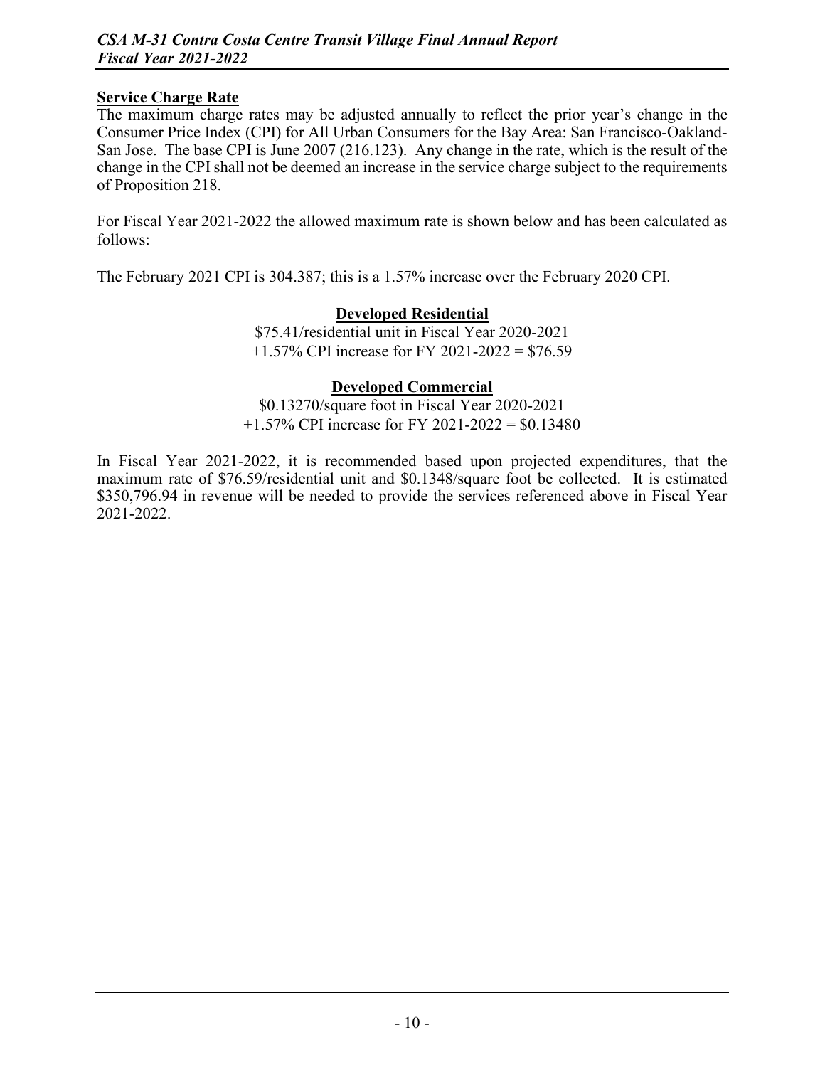## Service Charge Rate

The maximum charge rates may be adjusted annually to reflect the prior year's change in the Consumer Price Index (CPI) for All Urban Consumers for the Bay Area: San Francisco-Oakland-San Jose. The base CPI is June 2007 (216.123). Any change in the rate, which is the result of the change in the CPI shall not be deemed an increase in the service charge subject to the requirements of Proposition 218.

For Fiscal Year 2021-2022 the allowed maximum rate is shown below and has been calculated as follows:

The February 2021 CPI is 304.387; this is a 1.57% increase over the February 2020 CPI.

**Developed Residential**

$75.41/residential unit in Fiscal Year 2020-2021
+1.57% CPI increase for FY 2021-2022 = $76.59

**Developed Commercial**

$0.13270/square foot in Fiscal Year 2020-2021
+1.57% CPI increase for FY 2021-2022 = $0.13480

In Fiscal Year 2021-2022, it is recommended based upon projected expenditures, that the maximum rate of $76.59/residential unit and $0.1348/square foot be collected. It is estimated $350,796.94 in revenue will be needed to provide the services referenced above in Fiscal Year 2021-2022.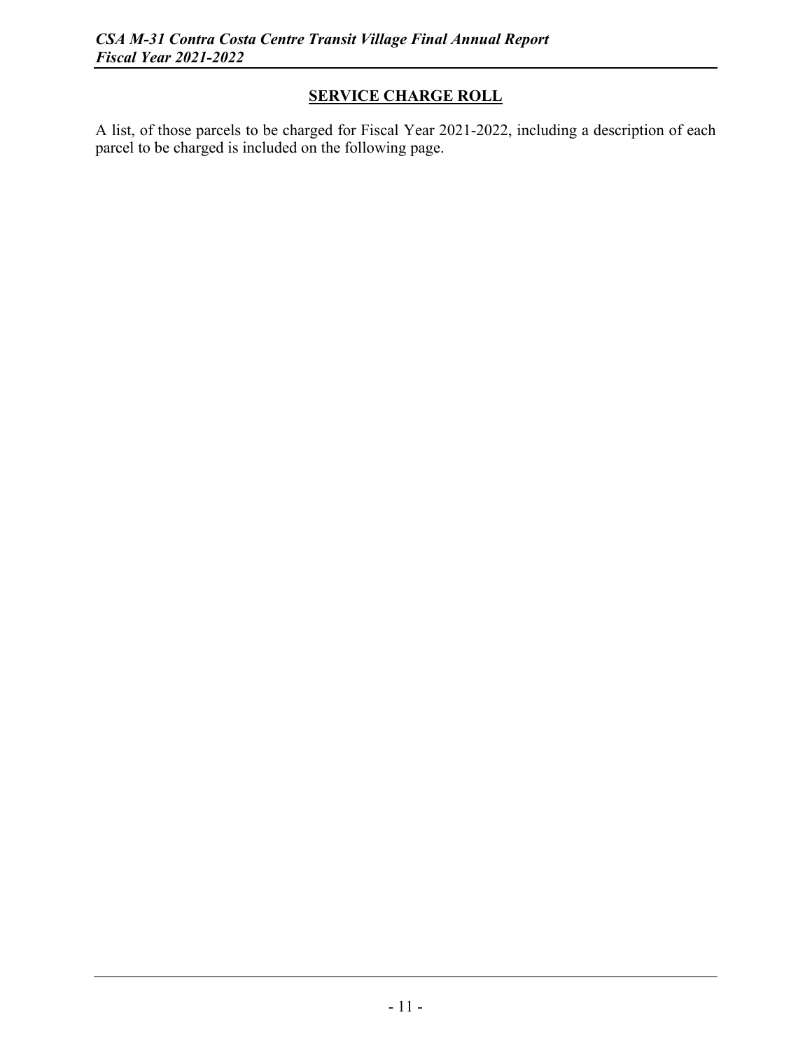## SERVICE CHARGE ROLL

A list, of those parcels to be charged for Fiscal Year 2021-2022, including a description of each parcel to be charged is included on the following page.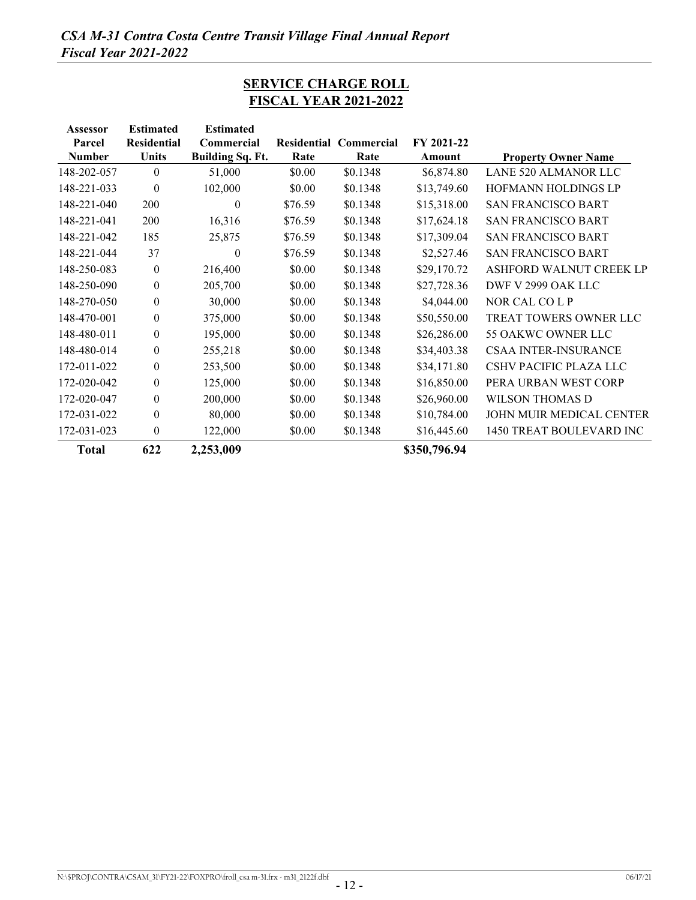## SERVICE CHARGE ROLL
## FISCAL YEAR 2021-2022

| Assessor Parcel Number | Estimated Residential Units | Estimated Commercial Building Sq. Ft. | Residential Rate | Commercial Rate | FY 2021-22 Amount | Property Owner Name |
|---|---|---|---|---|---|---|
| 148-202-057 | 0 | 51,000 | $0.00 | $0.1348 | $6,874.80 | LANE 520 ALMANOR LLC |
| 148-221-033 | 0 | 102,000 | $0.00 | $0.1348 | $13,749.60 | HOFMANN HOLDINGS LP |
| 148-221-040 | 200 | 0 | $76.59 | $0.1348 | $15,318.00 | SAN FRANCISCO BART |
| 148-221-041 | 200 | 16,316 | $76.59 | $0.1348 | $17,624.18 | SAN FRANCISCO BART |
| 148-221-042 | 185 | 25,875 | $76.59 | $0.1348 | $17,309.04 | SAN FRANCISCO BART |
| 148-221-044 | 37 | 0 | $76.59 | $0.1348 | $2,527.46 | SAN FRANCISCO BART |
| 148-250-083 | 0 | 216,400 | $0.00 | $0.1348 | $29,170.72 | ASHFORD WALNUT CREEK LP |
| 148-250-090 | 0 | 205,700 | $0.00 | $0.1348 | $27,728.36 | DWF V 2999 OAK LLC |
| 148-270-050 | 0 | 30,000 | $0.00 | $0.1348 | $4,044.00 | NOR CAL CO L P |
| 148-470-001 | 0 | 375,000 | $0.00 | $0.1348 | $50,550.00 | TREAT TOWERS OWNER LLC |
| 148-480-011 | 0 | 195,000 | $0.00 | $0.1348 | $26,286.00 | 55 OAKWC OWNER LLC |
| 148-480-014 | 0 | 255,218 | $0.00 | $0.1348 | $34,403.38 | CSAA INTER-INSURANCE |
| 172-011-022 | 0 | 253,500 | $0.00 | $0.1348 | $34,171.80 | CSHV PACIFIC PLAZA LLC |
| 172-020-042 | 0 | 125,000 | $0.00 | $0.1348 | $16,850.00 | PERA URBAN WEST CORP |
| 172-020-047 | 0 | 200,000 | $0.00 | $0.1348 | $26,960.00 | WILSON THOMAS D |
| 172-031-022 | 0 | 80,000 | $0.00 | $0.1348 | $10,784.00 | JOHN MUIR MEDICAL CENTER |
| 172-031-023 | 0 | 122,000 | $0.00 | $0.1348 | $16,445.60 | 1450 TREAT BOULEVARD INC |
| **Total** | **622** | **2,253,009** | | | **$350,796.94** | |